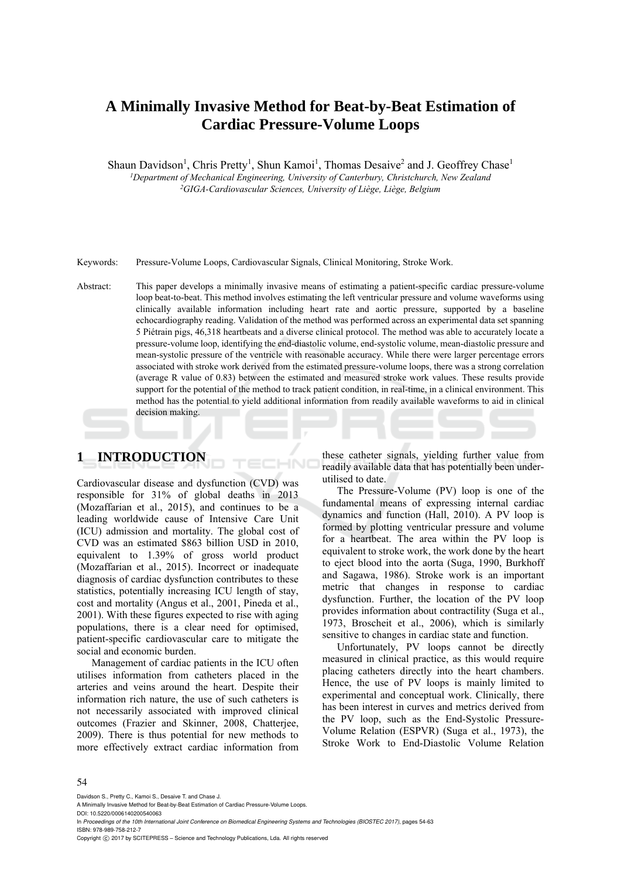# A Minimally Invasive Method for Beat-by-Beat Estimation of Cardiac Pressure-Volume Loops

Shaun Davidson[1], Chris Pretty[1], Shun Kamoi[1], Thomas Desaive[2] and J. Geoffrey Chase[1]

[1]*Department of Mechanical Engineering, University of Canterbury, Christchurch, New Zealand*
[2]*GIGA-Cardiovascular Sciences, University of Liège, Liège, Belgium*

Keywords: Pressure-Volume Loops, Cardiovascular Signals, Clinical Monitoring, Stroke Work.

Abstract: This paper develops a minimally invasive means of estimating a patient-specific cardiac pressure-volume loop beat-to-beat. This method involves estimating the left ventricular pressure and volume waveforms using clinically available information including heart rate and aortic pressure, supported by a baseline echocardiography reading. Validation of the method was performed across an experimental data set spanning 5 Piétrain pigs, 46,318 heartbeats and a diverse clinical protocol. The method was able to accurately locate a pressure-volume loop, identifying the end-diastolic volume, end-systolic volume, mean-diastolic pressure and mean-systolic pressure of the ventricle with reasonable accuracy. While there were larger percentage errors associated with stroke work derived from the estimated pressure-volume loops, there was a strong correlation (average R value of 0.83) between the estimated and measured stroke work values. These results provide support for the potential of the method to track patient condition, in real-time, in a clinical environment. This method has the potential to yield additional information from readily available waveforms to aid in clinical decision making.

## 1 INTRODUCTION

Cardiovascular disease and dysfunction (CVD) was responsible for 31% of global deaths in 2013 (Mozaffarian et al., 2015), and continues to be a leading worldwide cause of Intensive Care Unit (ICU) admission and mortality. The global cost of CVD was an estimated $863 billion USD in 2010, equivalent to 1.39% of gross world product (Mozaffarian et al., 2015). Incorrect or inadequate diagnosis of cardiac dysfunction contributes to these statistics, potentially increasing ICU length of stay, cost and mortality (Angus et al., 2001, Pineda et al., 2001). With these figures expected to rise with aging populations, there is a clear need for optimised, patient-specific cardiovascular care to mitigate the social and economic burden.

Management of cardiac patients in the ICU often utilises information from catheters placed in the arteries and veins around the heart. Despite their information rich nature, the use of such catheters is not necessarily associated with improved clinical outcomes (Frazier and Skinner, 2008, Chatterjee, 2009). There is thus potential for new methods to more effectively extract cardiac information from these catheter signals, yielding further value from readily available data that has potentially been under-utilised to date.

The Pressure-Volume (PV) loop is one of the fundamental means of expressing internal cardiac dynamics and function (Hall, 2010). A PV loop is formed by plotting ventricular pressure and volume for a heartbeat. The area within the PV loop is equivalent to stroke work, the work done by the heart to eject blood into the aorta (Suga, 1990, Burkhoff and Sagawa, 1986). Stroke work is an important metric that changes in response to cardiac dysfunction. Further, the location of the PV loop provides information about contractility (Suga et al., 1973, Broscheit et al., 2006), which is similarly sensitive to changes in cardiac state and function.

Unfortunately, PV loops cannot be directly measured in clinical practice, as this would require placing catheters directly into the heart chambers. Hence, the use of PV loops is mainly limited to experimental and conceptual work. Clinically, there has been interest in curves and metrics derived from the PV loop, such as the End-Systolic Pressure-Volume Relation (ESPVR) (Suga et al., 1973), the Stroke Work to End-Diastolic Volume Relation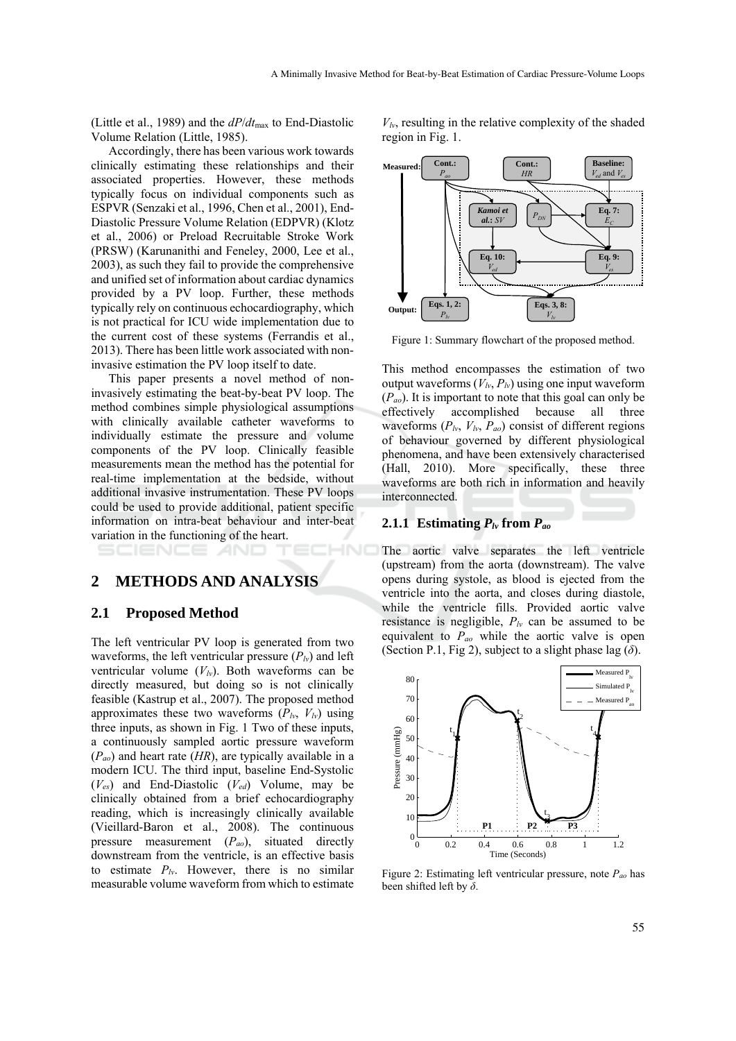(Little et al., 1989) and the $dP/dt_{\max}$ to End-Diastolic Volume Relation (Little, 1985).

Accordingly, there has been various work towards clinically estimating these relationships and their associated properties. However, these methods typically focus on individual components such as ESPVR (Senzaki et al., 1996, Chen et al., 2001), End-Diastolic Pressure Volume Relation (EDPVR) (Klotz et al., 2006) or Preload Recruitable Stroke Work (PRSW) (Karunanithi and Feneley, 2000, Lee et al., 2003), as such they fail to provide the comprehensive and unified set of information about cardiac dynamics provided by a PV loop. Further, these methods typically rely on continuous echocardiography, which is not practical for ICU wide implementation due to the current cost of these systems (Ferrandis et al., 2013). There has been little work associated with non-invasive estimation the PV loop itself to date.

This paper presents a novel method of non-invasively estimating the beat-by-beat PV loop. The method combines simple physiological assumptions with clinically available catheter waveforms to individually estimate the pressure and volume components of the PV loop. Clinically feasible measurements mean the method has the potential for real-time implementation at the bedside, without additional invasive instrumentation. These PV loops could be used to provide additional, patient specific information on intra-beat behaviour and inter-beat variation in the functioning of the heart.

## 2 METHODS AND ANALYSIS

### 2.1 Proposed Method

The left ventricular PV loop is generated from two waveforms, the left ventricular pressure ($P_{lv}$) and left ventricular volume ($V_{lv}$). Both waveforms can be directly measured, but doing so is not clinically feasible (Kastrup et al., 2007). The proposed method approximates these two waveforms ($P_{lv}$, $V_{lv}$) using three inputs, as shown in Fig. 1 Two of these inputs, a continuously sampled aortic pressure waveform ($P_{ao}$) and heart rate ($HR$), are typically available in a modern ICU. The third input, baseline End-Systolic ($V_{es}$) and End-Diastolic ($V_{ed}$) Volume, may be clinically obtained from a brief echocardiography reading, which is increasingly clinically available (Vieillard-Baron et al., 2008). The continuous pressure measurement ($P_{ao}$), situated directly downstream from the ventricle, is an effective basis to estimate $P_{lv}$. However, there is no similar measurable volume waveform from which to estimate $V_{lv}$, resulting in the relative complexity of the shaded region in Fig. 1.

Figure 1: Summary flowchart of the proposed method.

This method encompasses the estimation of two output waveforms ($V_{lv}$, $P_{lv}$) using one input waveform ($P_{ao}$). It is important to note that this goal can only be effectively accomplished because all three waveforms ($P_{lv}$, $V_{lv}$, $P_{ao}$) consist of different regions of behaviour governed by different physiological phenomena, and have been extensively characterised (Hall, 2010). More specifically, these three waveforms are both rich in information and heavily interconnected.

#### 2.1.1 Estimating $P_{lv}$ from $P_{ao}$

The aortic valve separates the left ventricle (upstream) from the aorta (downstream). The valve opens during systole, as blood is ejected from the ventricle into the aorta, and closes during diastole, while the ventricle fills. Provided aortic valve resistance is negligible, $P_{lv}$ can be assumed to be equivalent to $P_{ao}$ while the aortic valve is open (Section P.1, Fig 2), subject to a slight phase lag ($\delta$).

Figure 2: Estimating left ventricular pressure, note $P_{ao}$ has been shifted left by $\delta$.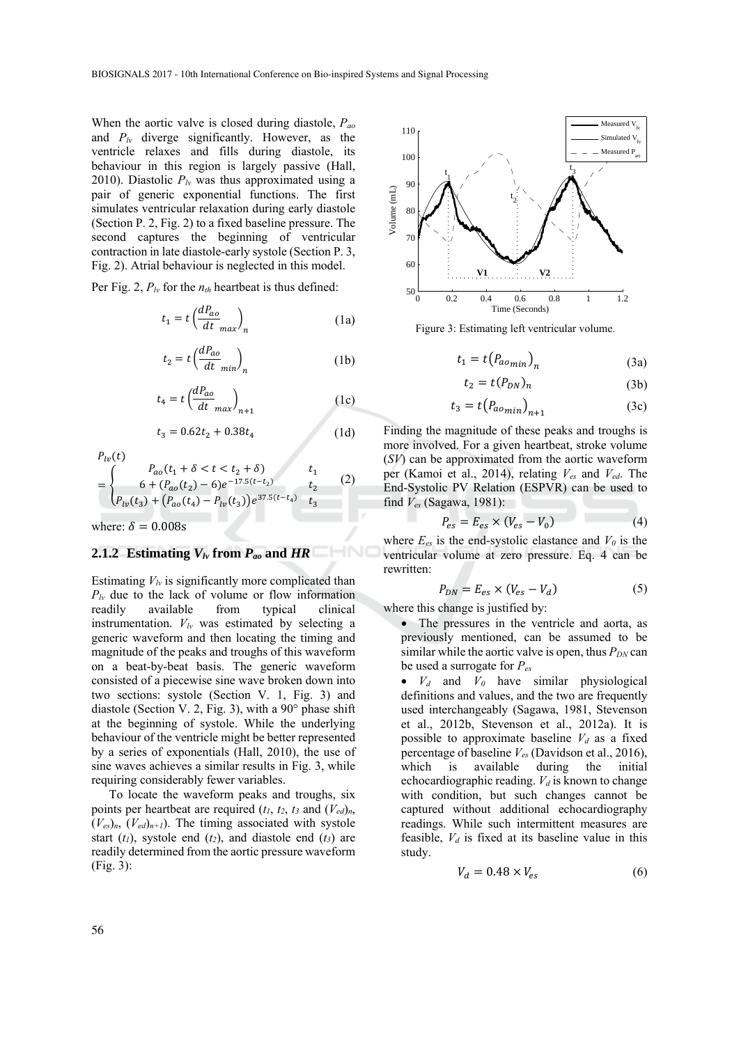When the aortic valve is closed during diastole, $P_{ao}$ and $P_{lv}$ diverge significantly. However, as the ventricle relaxes and fills during diastole, its behaviour in this region is largely passive (Hall, 2010). Diastolic $P_{lv}$ was thus approximated using a pair of generic exponential functions. The first simulates ventricular relaxation during early diastole (Section P. 2, Fig. 2) to a fixed baseline pressure. The second captures the beginning of ventricular contraction in late diastole-early systole (Section P. 3, Fig. 2). Atrial behaviour is neglected in this model.

Per Fig. 2, $P_{lv}$ for the $n_{th}$ heartbeat is thus defined:

$$t_1 = t\left(\frac{dP_{ao}}{dt}_{max}\right)_n \quad (1a)$$

$$t_2 = t\left(\frac{dP_{ao}}{dt}_{min}\right)_n \quad (1b)$$

$$t_4 = t\left(\frac{dP_{ao}}{dt}_{max}\right)_{n+1} \quad (1c)$$

$$t_3 = 0.62t_2 + 0.38t_4 \quad (1d)$$

$$P_{lv}(t) = \begin{cases} P_{ao}(t_1 + \delta < t < t_2 + \delta) & t_1 \\ 6 + (P_{ao}(t_2) - 6)e^{-17.5(t-t_2)} & t_2 \\ P_{lv}(t_3) + \left(P_{ao}(t_4) - P_{lv}(t_3)\right)e^{37.5(t-t_4)} & t_3 \end{cases} \quad (2)$$

where: $\delta = 0.008$s

### 2.1.2 Estimating $V_{lv}$ from $P_{ao}$ and *HR*

Estimating $V_{lv}$ is significantly more complicated than $P_{lv}$ due to the lack of volume or flow information readily available from typical clinical instrumentation. $V_{lv}$ was estimated by selecting a generic waveform and then locating the timing and magnitude of the peaks and troughs of this waveform on a beat-by-beat basis. The generic waveform consisted of a piecewise sine wave broken down into two sections: systole (Section V. 1, Fig. 3) and diastole (Section V. 2, Fig. 3), with a 90° phase shift at the beginning of systole. While the underlying behaviour of the ventricle might be better represented by a series of exponentials (Hall, 2010), the use of sine waves achieves a similar results in Fig. 3, while requiring considerably fewer variables.

To locate the waveform peaks and troughs, six points per heartbeat are required ($t_1$, $t_2$, $t_3$ and $(V_{ed})_n$, $(V_{es})_n$, $(V_{ed})_{n+1}$). The timing associated with systole start ($t_1$), systole end ($t_2$), and diastole end ($t_3$) are readily determined from the aortic pressure waveform (Fig. 3):

Figure 3: Estimating left ventricular volume.

$$t_1 = t\left(P_{ao_{min}}\right)_n \quad (3a)$$

$$t_2 = t\left(P_{DN}\right)_n \quad (3b)$$

$$t_3 = t\left(P_{ao_{min}}\right)_{n+1} \quad (3c)$$

Finding the magnitude of these peaks and troughs is more involved. For a given heartbeat, stroke volume (*SV*) can be approximated from the aortic waveform per (Kamoi et al., 2014), relating $V_{es}$ and $V_{ed}$. The End-Systolic PV Relation (ESPVR) can be used to find $V_{es}$ (Sagawa, 1981):

$$P_{es} = E_{es} \times (V_{es} - V_0) \quad (4)$$

where $E_{es}$ is the end-systolic elastance and $V_0$ is the ventricular volume at zero pressure. Eq. 4 can be rewritten:

$$P_{DN} = E_{es} \times (V_{es} - V_d) \quad (5)$$

where this change is justified by:

- The pressures in the ventricle and aorta, as previously mentioned, can be assumed to be similar while the aortic valve is open, thus $P_{DN}$ can be used a surrogate for $P_{es}$
- $V_d$ and $V_0$ have similar physiological definitions and values, and the two are frequently used interchangeably (Sagawa, 1981, Stevenson et al., 2012b, Stevenson et al., 2012a). It is possible to approximate baseline $V_d$ as a fixed percentage of baseline $V_{es}$ (Davidson et al., 2016), which is available during the initial echocardiographic reading. $V_d$ is known to change with condition, but such changes cannot be captured without additional echocardiography readings. While such intermittent measures are feasible, $V_d$ is fixed at its baseline value in this study.

$$V_d = 0.48 \times V_{es} \quad (6)$$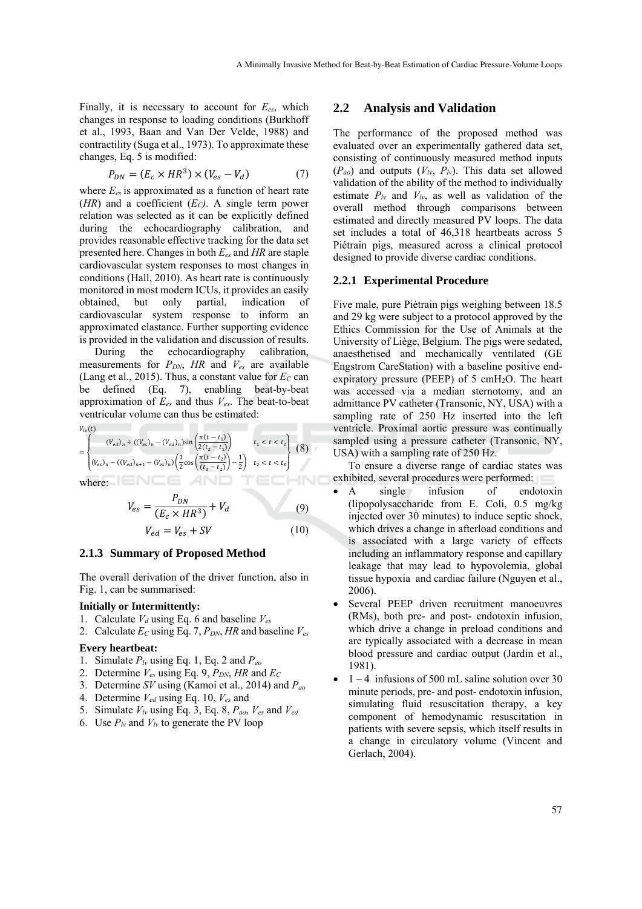Finally, it is necessary to account for $E_{es}$, which changes in response to loading conditions (Burkhoff et al., 1993, Baan and Van Der Velde, 1988) and contractility (Suga et al., 1973). To approximate these changes, Eq. 5 is modified:

$$P_{DN} = (E_c \times HR^3) \times (V_{es} - V_d) \tag{7}$$

where $E_{es}$ is approximated as a function of heart rate ($HR$) and a coefficient ($E_C$). A single term power relation was selected as it can be explicitly defined during the echocardiography calibration, and provides reasonable effective tracking for the data set presented here. Changes in both $E_{es}$ and $HR$ are staple cardiovascular system responses to most changes in conditions (Hall, 2010). As heart rate is continuously monitored in most modern ICUs, it provides an easily obtained, but only partial, indication of cardiovascular system response to inform an approximated elastance. Further supporting evidence is provided in the validation and discussion of results.

During the echocardiography calibration, measurements for $P_{DN}$, $HR$ and $V_{es}$ are available (Lang et al., 2015). Thus, a constant value for $E_C$ can be defined (Eq. 7), enabling beat-by-beat approximation of $E_{es}$ and thus $V_{es}$. The beat-to-beat ventricular volume can thus be estimated:

$$V_{lv}(t) = \begin{cases} (V_{ed})_n + ((V_{es})_n - (V_{ed})_n)\sin\left(\frac{\pi(t-t_1)}{2(t_2-t_1)}\right) & t_1 < t < t_2 \\ (V_{es})_n - ((V_{ed})_{n+1} - (V_{es})_n)\left(\frac{1}{2}\cos\left(\frac{\pi(t-t_2)}{(t_3-t_2)}\right) - \frac{1}{2}\right) & t_2 < t < t_3 \end{cases} \tag{8}$$

where:

$$V_{es} = \frac{P_{DN}}{(E_c \times HR^3)} + V_d \tag{9}$$

$$V_{ed} = V_{es} + SV \tag{10}$$

### 2.1.3 Summary of Proposed Method

The overall derivation of the driver function, also in Fig. 1, can be summarised:

**Initially or Intermittently:**

1. Calculate $V_d$ using Eq. 6 and baseline $V_{es}$
2. Calculate $E_C$ using Eq. 7, $P_{DN}$, $HR$ and baseline $V_{es}$

**Every heartbeat:**

1. Simulate $P_{lv}$ using Eq. 1, Eq. 2 and $P_{ao}$
2. Determine $V_{es}$ using Eq. 9, $P_{DN}$, $HR$ and $E_C$
3. Determine $SV$ using (Kamoi et al., 2014) and $P_{ao}$
4. Determine $V_{ed}$ using Eq. 10, $V_{es}$ and
5. Simulate $V_{lv}$ using Eq. 3, Eq. 8, $P_{ao}$, $V_{es}$ and $V_{ed}$
6. Use $P_{lv}$ and $V_{lv}$ to generate the PV loop

## 2.2 Analysis and Validation

The performance of the proposed method was evaluated over an experimentally gathered data set, consisting of continuously measured method inputs ($P_{ao}$) and outputs ($V_{lv}$, $P_{lv}$). This data set allowed validation of the ability of the method to individually estimate $P_{lv}$ and $V_{lv}$, as well as validation of the overall method through comparisons between estimated and directly measured PV loops. The data set includes a total of 46,318 heartbeats across 5 Piétrain pigs, measured across a clinical protocol designed to provide diverse cardiac conditions.

### 2.2.1 Experimental Procedure

Five male, pure Piétrain pigs weighing between 18.5 and 29 kg were subject to a protocol approved by the Ethics Commission for the Use of Animals at the University of Liège, Belgium. The pigs were sedated, anaesthetised and mechanically ventilated (GE Engstrom CareStation) with a baseline positive end-expiratory pressure (PEEP) of 5 cm$H_2O$. The heart was accessed via a median sternotomy, and an admittance PV catheter (Transonic, NY, USA) with a sampling rate of 250 Hz inserted into the left ventricle. Proximal aortic pressure was continually sampled using a pressure catheter (Transonic, NY, USA) with a sampling rate of 250 Hz.

To ensure a diverse range of cardiac states was exhibited, several procedures were performed:

- A single infusion of endotoxin (lipopolysaccharide from E. Coli, 0.5 mg/kg injected over 30 minutes) to induce septic shock, which drives a change in afterload conditions and is associated with a large variety of effects including an inflammatory response and capillary leakage that may lead to hypovolemia, global tissue hypoxia and cardiac failure (Nguyen et al., 2006).
- Several PEEP driven recruitment manoeuvres (RMs), both pre- and post- endotoxin infusion, which drive a change in preload conditions and are typically associated with a decrease in mean blood pressure and cardiac output (Jardin et al., 1981).
- 1 – 4 infusions of 500 mL saline solution over 30 minute periods, pre- and post- endotoxin infusion, simulating fluid resuscitation therapy, a key component of hemodynamic resuscitation in patients with severe sepsis, which itself results in a change in circulatory volume (Vincent and Gerlach, 2004).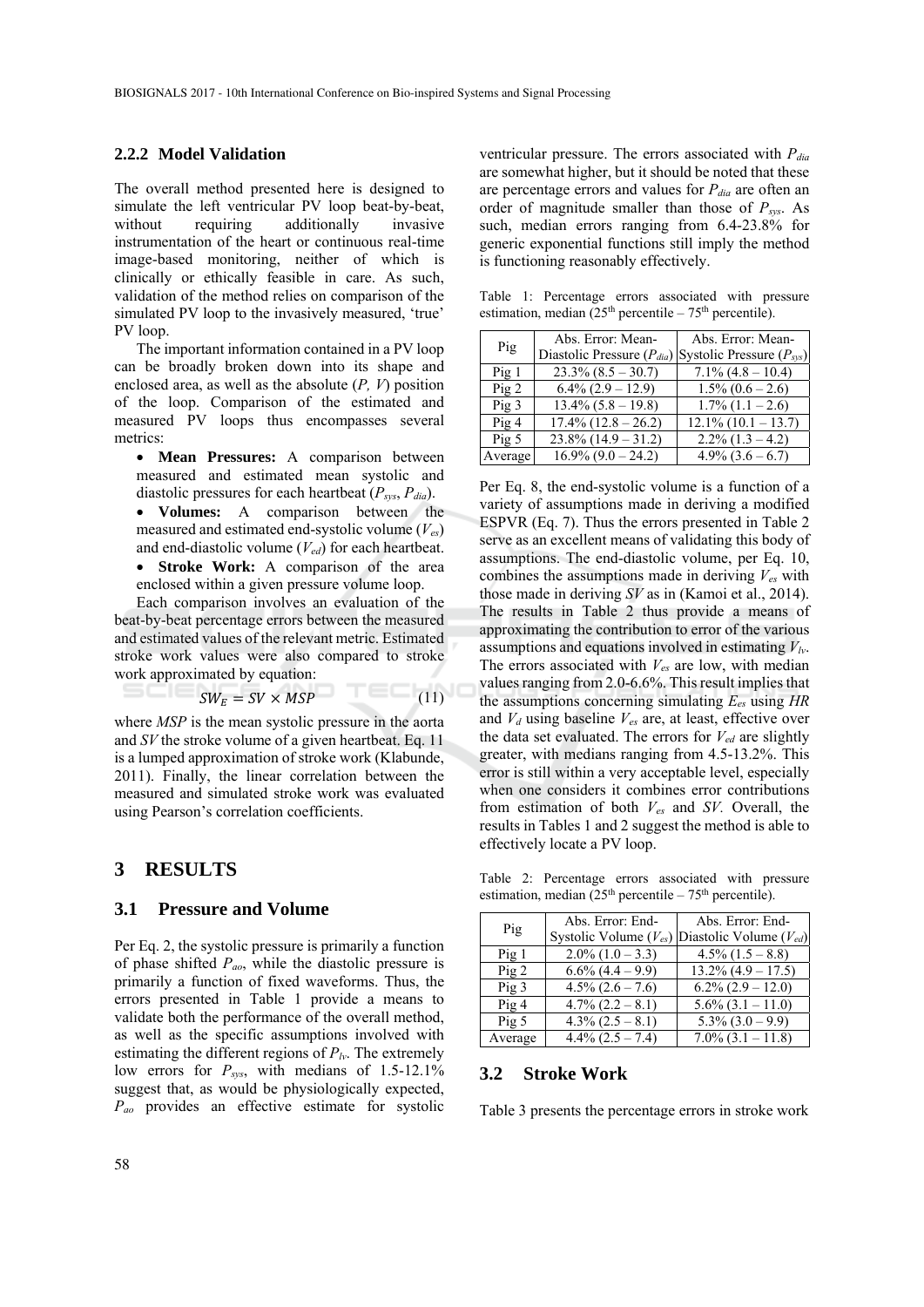### 2.2.2 Model Validation

The overall method presented here is designed to simulate the left ventricular PV loop beat-by-beat, without requiring additionally invasive instrumentation of the heart or continuous real-time image-based monitoring, neither of which is clinically or ethically feasible in care. As such, validation of the method relies on comparison of the simulated PV loop to the invasively measured, 'true' PV loop.

The important information contained in a PV loop can be broadly broken down into its shape and enclosed area, as well as the absolute ($P$, $V$) position of the loop. Comparison of the estimated and measured PV loops thus encompasses several metrics:

- **Mean Pressures:** A comparison between measured and estimated mean systolic and diastolic pressures for each heartbeat ($P_{sys}$, $P_{dia}$).
- **Volumes:** A comparison between the measured and estimated end-systolic volume ($V_{es}$) and end-diastolic volume ($V_{ed}$) for each heartbeat.
- **Stroke Work:** A comparison of the area enclosed within a given pressure volume loop.

Each comparison involves an evaluation of the beat-by-beat percentage errors between the measured and estimated values of the relevant metric. Estimated stroke work values were also compared to stroke work approximated by equation:

$$SW_E = SV \times MSP \tag{11}$$

where $MSP$ is the mean systolic pressure in the aorta and $SV$ the stroke volume of a given heartbeat. Eq. 11 is a lumped approximation of stroke work (Klabunde, 2011). Finally, the linear correlation between the measured and simulated stroke work was evaluated using Pearson's correlation coefficients.

## 3 RESULTS

### 3.1 Pressure and Volume

Per Eq. 2, the systolic pressure is primarily a function of phase shifted $P_{ao}$, while the diastolic pressure is primarily a function of fixed waveforms. Thus, the errors presented in Table 1 provide a means to validate both the performance of the overall method, as well as the specific assumptions involved with estimating the different regions of $P_{lv}$. The extremely low errors for $P_{sys}$, with medians of 1.5-12.1% suggest that, as would be physiologically expected, $P_{ao}$ provides an effective estimate for systolic ventricular pressure. The errors associated with $P_{dia}$ are somewhat higher, but it should be noted that these are percentage errors and values for $P_{dia}$ are often an order of magnitude smaller than those of $P_{sys}$. As such, median errors ranging from 6.4-23.8% for generic exponential functions still imply the method is functioning reasonably effectively.

Table 1: Percentage errors associated with pressure estimation, median (25th percentile – 75th percentile).

| Pig | Abs. Error: Mean-Diastolic Pressure ($P_{dia}$) | Abs. Error: Mean-Systolic Pressure ($P_{sys}$) |
|---|---|---|
| Pig 1 | 23.3% (8.5 – 30.7) | 7.1% (4.8 – 10.4) |
| Pig 2 | 6.4% (2.9 – 12.9) | 1.5% (0.6 – 2.6) |
| Pig 3 | 13.4% (5.8 – 19.8) | 1.7% (1.1 – 2.6) |
| Pig 4 | 17.4% (12.8 – 26.2) | 12.1% (10.1 – 13.7) |
| Pig 5 | 23.8% (14.9 – 31.2) | 2.2% (1.3 – 4.2) |
| Average | 16.9% (9.0 – 24.2) | 4.9% (3.6 – 6.7) |

Per Eq. 8, the end-systolic volume is a function of a variety of assumptions made in deriving a modified ESPVR (Eq. 7). Thus the errors presented in Table 2 serve as an excellent means of validating this body of assumptions. The end-diastolic volume, per Eq. 10, combines the assumptions made in deriving $V_{es}$ with those made in deriving $SV$ as in (Kamoi et al., 2014). The results in Table 2 thus provide a means of approximating the contribution to error of the various assumptions and equations involved in estimating $V_{lv}$. The errors associated with $V_{es}$ are low, with median values ranging from 2.0-6.6%. This result implies that the assumptions concerning simulating $E_{es}$ using $HR$ and $V_d$ using baseline $V_{es}$ are, at least, effective over the data set evaluated. The errors for $V_{ed}$ are slightly greater, with medians ranging from 4.5-13.2%. This error is still within a very acceptable level, especially when one considers it combines error contributions from estimation of both $V_{es}$ and $SV$. Overall, the results in Tables 1 and 2 suggest the method is able to effectively locate a PV loop.

Table 2: Percentage errors associated with pressure estimation, median (25th percentile – 75th percentile).

| Pig | Abs. Error: End-Systolic Volume ($V_{es}$) | Abs. Error: End-Diastolic Volume ($V_{ed}$) |
|---|---|---|
| Pig 1 | 2.0% (1.0 – 3.3) | 4.5% (1.5 – 8.8) |
| Pig 2 | 6.6% (4.4 – 9.9) | 13.2% (4.9 – 17.5) |
| Pig 3 | 4.5% (2.6 – 7.6) | 6.2% (2.9 – 12.0) |
| Pig 4 | 4.7% (2.2 – 8.1) | 5.6% (3.1 – 11.0) |
| Pig 5 | 4.3% (2.5 – 8.1) | 5.3% (3.0 – 9.9) |
| Average | 4.4% (2.5 – 7.4) | 7.0% (3.1 – 11.8) |

### 3.2 Stroke Work

Table 3 presents the percentage errors in stroke work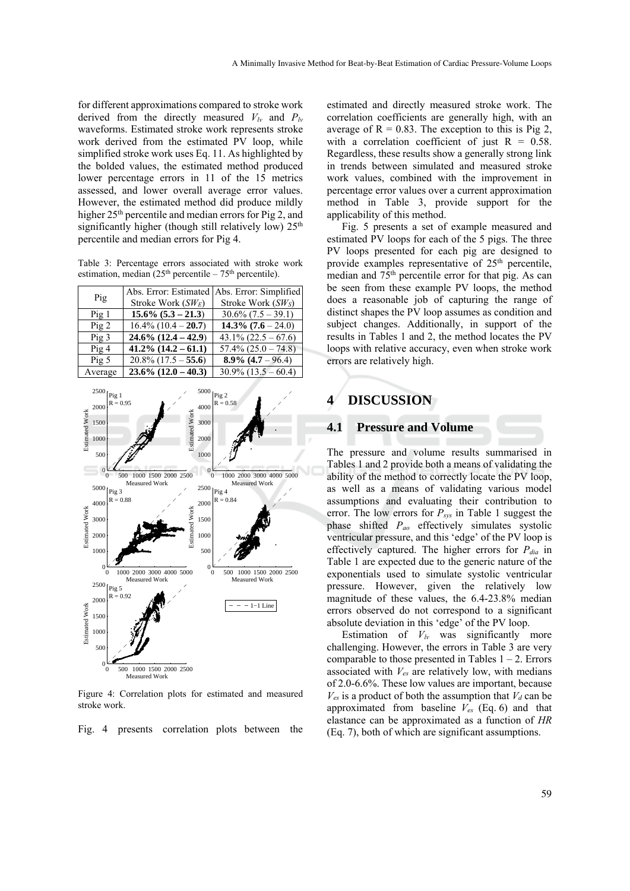for different approximations compared to stroke work derived from the directly measured $V_{lv}$ and $P_{lv}$ waveforms. Estimated stroke work represents stroke work derived from the estimated PV loop, while simplified stroke work uses Eq. 11. As highlighted by the bolded values, the estimated method produced lower percentage errors in 11 of the 15 metrics assessed, and lower overall average error values. However, the estimated method did produce mildly higher 25[th] percentile and median errors for Pig 2, and significantly higher (though still relatively low) 25[th] percentile and median errors for Pig 4.

Table 3: Percentage errors associated with stroke work estimation, median (25[th] percentile – 75[th] percentile).

| Pig | Abs. Error: Estimated Stroke Work ($SW_E$) | Abs. Error: Simplified Stroke Work ($SW_S$) |
|---|---|---|
| Pig 1 | **15.6% (5.3 – 21.3)** | 30.6% (7.5 – 39.1) |
| Pig 2 | 16.4% (10.4 – **20.7**) | **14.3% (7.6** – 24.0) |
| Pig 3 | **24.6% (12.4 – 42.9**) | 43.1% (22.5 – 67.6) |
| Pig 4 | **41.2% (14.2 – 61.1)** | 57.4% (25.0 – 74.8) |
| Pig 5 | 20.8% (17.5 – **55.6**) | **8.9% (4.7** – 96.4) |
| Average | **23.6% (12.0 – 40.3)** | 30.9% (13.5 – 60.4) |

Figure 4: Correlation plots for estimated and measured stroke work.

Fig. 4 presents correlation plots between the estimated and directly measured stroke work. The correlation coefficients are generally high, with an average of R = 0.83. The exception to this is Pig 2, with a correlation coefficient of just R = 0.58. Regardless, these results show a generally strong link in trends between simulated and measured stroke work values, combined with the improvement in percentage error values over a current approximation method in Table 3, provide support for the applicability of this method.

Fig. 5 presents a set of example measured and estimated PV loops for each of the 5 pigs. The three PV loops presented for each pig are designed to provide examples representative of 25[th] percentile, median and 75[th] percentile error for that pig. As can be seen from these example PV loops, the method does a reasonable job of capturing the range of distinct shapes the PV loop assumes as condition and subject changes. Additionally, in support of the results in Tables 1 and 2, the method locates the PV loops with relative accuracy, even when stroke work errors are relatively high.

# 4 DISCUSSION

## 4.1 Pressure and Volume

The pressure and volume results summarised in Tables 1 and 2 provide both a means of validating the ability of the method to correctly locate the PV loop, as well as a means of validating various model assumptions and evaluating their contribution to error. The low errors for $P_{sys}$ in Table 1 suggest the phase shifted $P_{ao}$ effectively simulates systolic ventricular pressure, and this 'edge' of the PV loop is effectively captured. The higher errors for $P_{dia}$ in Table 1 are expected due to the generic nature of the exponentials used to simulate systolic ventricular pressure. However, given the relatively low magnitude of these values, the 6.4-23.8% median errors observed do not correspond to a significant absolute deviation in this 'edge' of the PV loop.

Estimation of $V_{lv}$ was significantly more challenging. However, the errors in Table 3 are very comparable to those presented in Tables 1 – 2. Errors associated with $V_{es}$ are relatively low, with medians of 2.0-6.6%. These low values are important, because $V_{es}$ is a product of both the assumption that $V_d$ can be approximated from baseline $V_{es}$ (Eq. 6) and that elastance can be approximated as a function of $HR$ (Eq. 7), both of which are significant assumptions.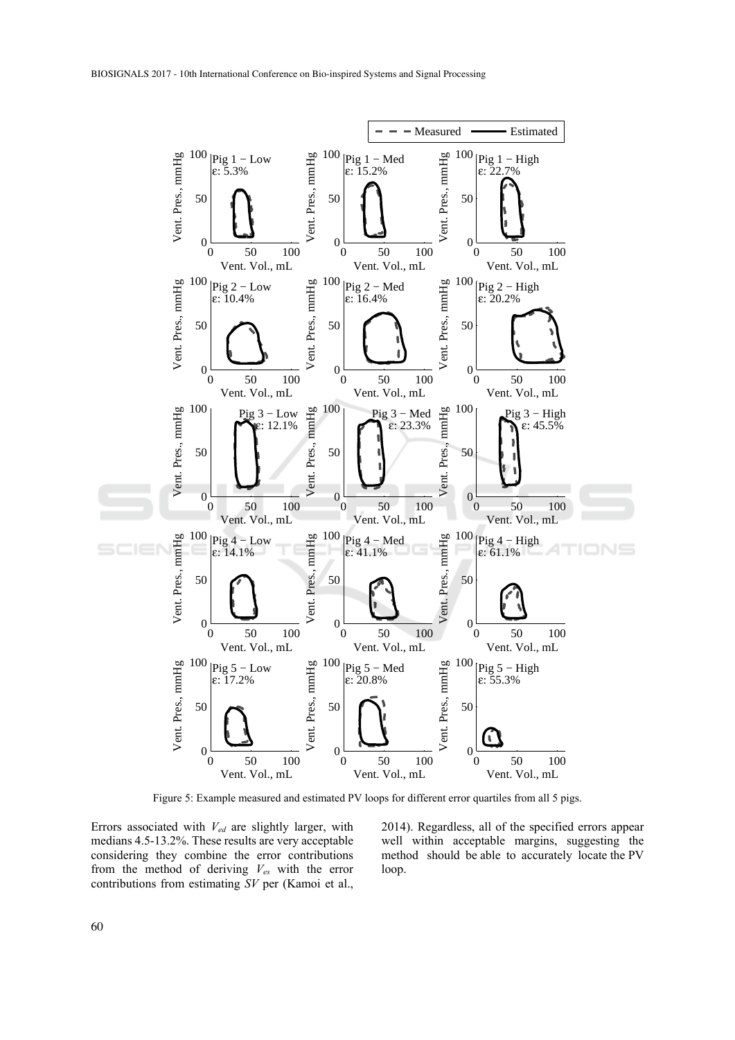Figure 5: Example measured and estimated PV loops for different error quartiles from all 5 pigs.

Errors associated with $V_{ed}$ are slightly larger, with medians 4.5-13.2%. These results are very acceptable considering they combine the error contributions from the method of deriving $V_{es}$ with the error contributions from estimating $SV$ per (Kamoi et al., 2014). Regardless, all of the specified errors appear well within acceptable margins, suggesting the method should be able to accurately locate the PV loop.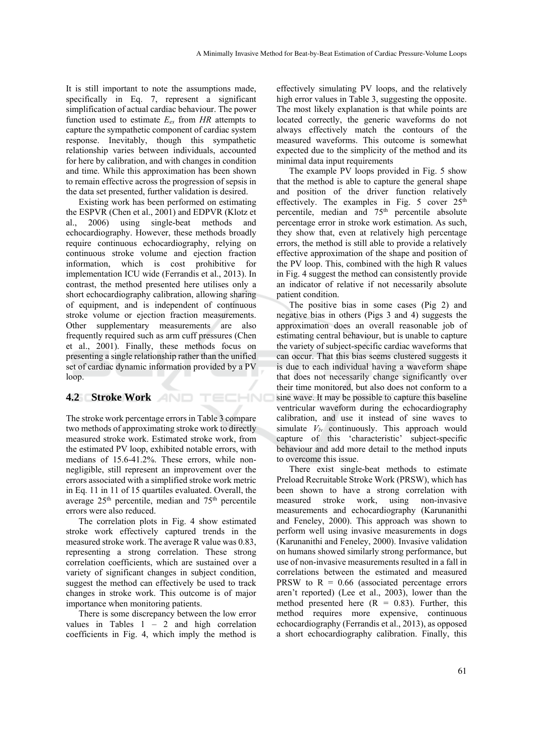It is still important to note the assumptions made, specifically in Eq. 7, represent a significant simplification of actual cardiac behaviour. The power function used to estimate $E_{es}$ from $HR$ attempts to capture the sympathetic component of cardiac system response. Inevitably, though this sympathetic relationship varies between individuals, accounted for here by calibration, and with changes in condition and time. While this approximation has been shown to remain effective across the progression of sepsis in the data set presented, further validation is desired.

Existing work has been performed on estimating the ESPVR (Chen et al., 2001) and EDPVR (Klotz et al., 2006) using single-beat methods and echocardiography. However, these methods broadly require continuous echocardiography, relying on continuous stroke volume and ejection fraction information, which is cost prohibitive for implementation ICU wide (Ferrandis et al., 2013). In contrast, the method presented here utilises only a short echocardiography calibration, allowing sharing of equipment, and is independent of continuous stroke volume or ejection fraction measurements. Other supplementary measurements are also frequently required such as arm cuff pressures (Chen et al., 2001). Finally, these methods focus on presenting a single relationship rather than the unified set of cardiac dynamic information provided by a PV loop.

## 4.2 Stroke Work

The stroke work percentage errors in Table 3 compare two methods of approximating stroke work to directly measured stroke work. Estimated stroke work, from the estimated PV loop, exhibited notable errors, with medians of 15.6-41.2%. These errors, while non-negligible, still represent an improvement over the errors associated with a simplified stroke work metric in Eq. 11 in 11 of 15 quartiles evaluated. Overall, the average 25[th] percentile, median and 75[th] percentile errors were also reduced.

The correlation plots in Fig. 4 show estimated stroke work effectively captured trends in the measured stroke work. The average R value was 0.83, representing a strong correlation. These strong correlation coefficients, which are sustained over a variety of significant changes in subject condition, suggest the method can effectively be used to track changes in stroke work. This outcome is of major importance when monitoring patients.

There is some discrepancy between the low error values in Tables 1 – 2 and high correlation coefficients in Fig. 4, which imply the method is effectively simulating PV loops, and the relatively high error values in Table 3, suggesting the opposite. The most likely explanation is that while points are located correctly, the generic waveforms do not always effectively match the contours of the measured waveforms. This outcome is somewhat expected due to the simplicity of the method and its minimal data input requirements

The example PV loops provided in Fig. 5 show that the method is able to capture the general shape and position of the driver function relatively effectively. The examples in Fig. 5 cover 25[th] percentile, median and 75[th] percentile absolute percentage error in stroke work estimation. As such, they show that, even at relatively high percentage errors, the method is still able to provide a relatively effective approximation of the shape and position of the PV loop. This, combined with the high R values in Fig. 4 suggest the method can consistently provide an indicator of relative if not necessarily absolute patient condition.

The positive bias in some cases (Pig 2) and negative bias in others (Pigs 3 and 4) suggests the approximation does an overall reasonable job of estimating central behaviour, but is unable to capture the variety of subject-specific cardiac waveforms that can occur. That this bias seems clustered suggests it is due to each individual having a waveform shape that does not necessarily change significantly over their time monitored, but also does not conform to a sine wave. It may be possible to capture this baseline ventricular waveform during the echocardiography calibration, and use it instead of sine waves to simulate $V_{lv}$ continuously. This approach would capture of this 'characteristic' subject-specific behaviour and add more detail to the method inputs to overcome this issue.

There exist single-beat methods to estimate Preload Recruitable Stroke Work (PRSW), which has been shown to have a strong correlation with measured stroke work, using non-invasive measurements and echocardiography (Karunanithi and Feneley, 2000). This approach was shown to perform well using invasive measurements in dogs (Karunanithi and Feneley, 2000). Invasive validation on humans showed similarly strong performance, but use of non-invasive measurements resulted in a fall in correlations between the estimated and measured PRSW to R = 0.66 (associated percentage errors aren't reported) (Lee et al., 2003), lower than the method presented here (R = 0.83). Further, this method requires more expensive, continuous echocardiography (Ferrandis et al., 2013), as opposed a short echocardiography calibration. Finally, this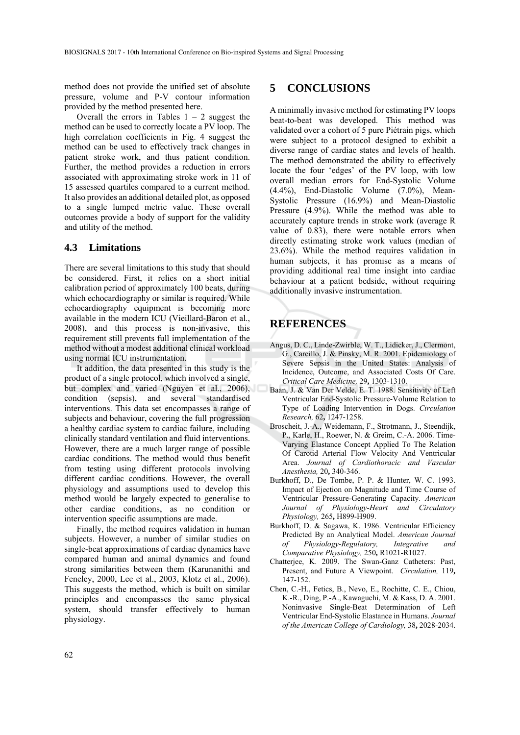method does not provide the unified set of absolute pressure, volume and P-V contour information provided by the method presented here.

Overall the errors in Tables 1 – 2 suggest the method can be used to correctly locate a PV loop. The high correlation coefficients in Fig. 4 suggest the method can be used to effectively track changes in patient stroke work, and thus patient condition. Further, the method provides a reduction in errors associated with approximating stroke work in 11 of 15 assessed quartiles compared to a current method. It also provides an additional detailed plot, as opposed to a single lumped metric value. These overall outcomes provide a body of support for the validity and utility of the method.

### 4.3 Limitations

There are several limitations to this study that should be considered. First, it relies on a short initial calibration period of approximately 100 beats, during which echocardiography or similar is required. While echocardiography equipment is becoming more available in the modern ICU (Vieillard-Baron et al., 2008), and this process is non-invasive, this requirement still prevents full implementation of the method without a modest additional clinical workload using normal ICU instrumentation.

It addition, the data presented in this study is the product of a single protocol, which involved a single, but complex and varied (Nguyen et al., 2006), condition (sepsis), and several standardised interventions. This data set encompasses a range of subjects and behaviour, covering the full progression a healthy cardiac system to cardiac failure, including clinically standard ventilation and fluid interventions. However, there are a much larger range of possible cardiac conditions. The method would thus benefit from testing using different protocols involving different cardiac conditions. However, the overall physiology and assumptions used to develop this method would be largely expected to generalise to other cardiac conditions, as no condition or intervention specific assumptions are made.

Finally, the method requires validation in human subjects. However, a number of similar studies on single-beat approximations of cardiac dynamics have compared human and animal dynamics and found strong similarities between them (Karunanithi and Feneley, 2000, Lee et al., 2003, Klotz et al., 2006). This suggests the method, which is built on similar principles and encompasses the same physical system, should transfer effectively to human physiology.

## 5 CONCLUSIONS

A minimally invasive method for estimating PV loops beat-to-beat was developed. This method was validated over a cohort of 5 pure Piétrain pigs, which were subject to a protocol designed to exhibit a diverse range of cardiac states and levels of health. The method demonstrated the ability to effectively locate the four 'edges' of the PV loop, with low overall median errors for End-Systolic Volume (4.4%), End-Diastolic Volume (7.0%), Mean-Systolic Pressure (16.9%) and Mean-Diastolic Pressure (4.9%). While the method was able to accurately capture trends in stroke work (average R value of 0.83), there were notable errors when directly estimating stroke work values (median of 23.6%). While the method requires validation in human subjects, it has promise as a means of providing additional real time insight into cardiac behaviour at a patient bedside, without requiring additionally invasive instrumentation.

## REFERENCES

Angus, D. C., Linde-Zwirble, W. T., Lidicker, J., Clermont, G., Carcillo, J. & Pinsky, M. R. 2001. Epidemiology of Severe Sepsis in the United States: Analysis of Incidence, Outcome, and Associated Costs Of Care. *Critical Care Medicine,* 29**,** 1303-1310.

Baan, J. & Van Der Velde, E. T. 1988. Sensitivity of Left Ventricular End-Systolic Pressure-Volume Relation to Type of Loading Intervention in Dogs. *Circulation Research,* 62**,** 1247-1258.

Broscheit, J.-A., Weidemann, F., Strotmann, J., Steendijk, P., Karle, H., Roewer, N. & Greim, C.-A. 2006. Time-Varying Elastance Concept Applied To The Relation Of Carotid Arterial Flow Velocity And Ventricular Area. *Journal of Cardiothoracic and Vascular Anesthesia,* 20**,** 340-346.

Burkhoff, D., De Tombe, P. P. & Hunter, W. C. 1993. Impact of Ejection on Magnitude and Time Course of Ventricular Pressure-Generating Capacity. *American Journal of Physiology-Heart and Circulatory Physiology,* 265**,** H899-H909.

Burkhoff, D. & Sagawa, K. 1986. Ventricular Efficiency Predicted By an Analytical Model. *American Journal of Physiology-Regulatory, Integrative and Comparative Physiology,* 250**,** R1021-R1027.

Chatterjee, K. 2009. The Swan-Ganz Catheters: Past, Present, and Future A Viewpoint. *Circulation,* 119**,** 147-152.

Chen, C.-H., Fetics, B., Nevo, E., Rochitte, C. E., Chiou, K.-R., Ding, P.-A., Kawaguchi, M. & Kass, D. A. 2001. Noninvasive Single-Beat Determination of Left Ventricular End-Systolic Elastance in Humans. *Journal of the American College of Cardiology,* 38**,** 2028-2034.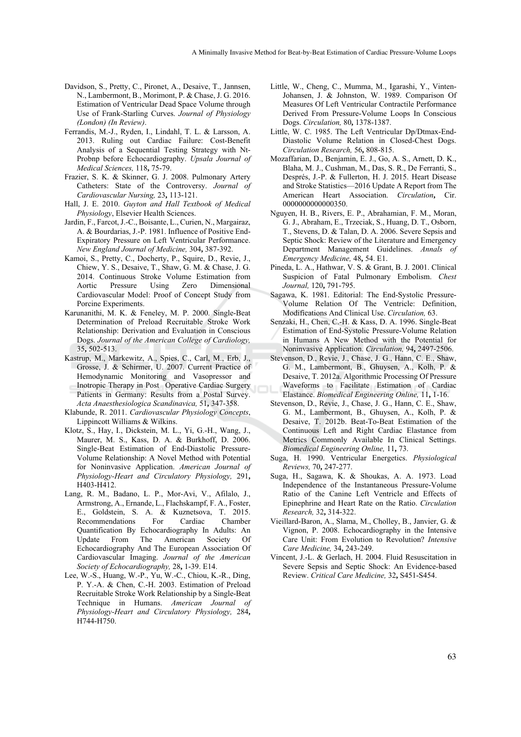Davidson, S., Pretty, C., Pironet, A., Desaive, T., Jannsen, N., Lambermont, B., Morimont, P. & Chase, J. G. 2016. Estimation of Ventricular Dead Space Volume through Use of Frank-Starling Curves. *Journal of Physiology (London) (In Review)*.

Ferrandis, M.-J., Ryden, I., Lindahl, T. L. & Larsson, A. 2013. Ruling out Cardiac Failure: Cost-Benefit Analysis of a Sequential Testing Strategy with Nt-Probnp before Echocardiography. *Upsala Journal of Medical Sciences,* 118**,** 75-79.

Frazier, S. K. & Skinner, G. J. 2008. Pulmonary Artery Catheters: State of the Controversy. *Journal of Cardiovascular Nursing,* 23**,** 113-121.

Hall, J. E. 2010. *Guyton and Hall Textbook of Medical Physiology*, Elsevier Health Sciences.

Jardin, F., Farcot, J.-C., Boisante, L., Curien, N., Margairaz, A. & Bourdarias, J.-P. 1981. Influence of Positive End-Expiratory Pressure on Left Ventricular Performance. *New England Journal of Medicine,* 304**,** 387-392.

Kamoi, S., Pretty, C., Docherty, P., Squire, D., Revie, J., Chiew, Y. S., Desaive, T., Shaw, G. M. & Chase, J. G. 2014. Continuous Stroke Volume Estimation from Aortic Pressure Using Zero Dimensional Cardiovascular Model: Proof of Concept Study from Porcine Experiments.

Karunanithi, M. K. & Feneley, M. P. 2000. Single-Beat Determination of Preload Recruitable Stroke Work Relationship: Derivation and Evaluation in Conscious Dogs. *Journal of the American College of Cardiology,* 35**,** 502-513.

Kastrup, M., Markewitz, A., Spies, C., Carl, M., Erb, J., Grosse, J. & Schirmer, U. 2007. Current Practice of Hemodynamic Monitoring and Vasopressor and Inotropic Therapy in Post Operative Cardiac Surgery Patients in Germany: Results from a Postal Survey. *Acta Anaesthesiologica Scandinavica,* 51**,** 347-358.

Klabunde, R. 2011. *Cardiovascular Physiology Concepts*, Lippincott Williams & Wilkins.

Klotz, S., Hay, I., Dickstein, M. L., Yi, G.-H., Wang, J., Maurer, M. S., Kass, D. A. & Burkhoff, D. 2006. Single-Beat Estimation of End-Diastolic Pressure-Volume Relationship: A Novel Method with Potential for Noninvasive Application. *American Journal of Physiology-Heart and Circulatory Physiology,* 291**,** H403-H412.

Lang, R. M., Badano, L. P., Mor-Avi, V., Afilalo, J., Armstrong, A., Ernande, L., Flachskampf, F. A., Foster, E., Goldstein, S. A. & Kuznetsova, T. 2015. Recommendations For Cardiac Chamber Quantification By Echocardiography In Adults: An Update From The American Society Of Echocardiography And The European Association Of Cardiovascular Imaging. *Journal of the American Society of Echocardiography,* 28**,** 1-39. E14.

Lee, W.-S., Huang, W.-P., Yu, W.-C., Chiou, K.-R., Ding, P. Y.-A. & Chen, C.-H. 2003. Estimation of Preload Recruitable Stroke Work Relationship by a Single-Beat Technique in Humans. *American Journal of Physiology-Heart and Circulatory Physiology,* 284**,** H744-H750.

Little, W., Cheng, C., Mumma, M., Igarashi, Y., Vinten-Johansen, J. & Johnston, W. 1989. Comparison Of Measures Of Left Ventricular Contractile Performance Derived From Pressure-Volume Loops In Conscious Dogs. *Circulation,* 80**,** 1378-1387.

Little, W. C. 1985. The Left Ventricular Dp/Dtmax-End-Diastolic Volume Relation in Closed-Chest Dogs. *Circulation Research,* 56**,** 808-815.

Mozaffarian, D., Benjamin, E. J., Go, A. S., Arnett, D. K., Blaha, M. J., Cushman, M., Das, S. R., De Ferranti, S., Després, J.-P. & Fullerton, H. J. 2015. Heart Disease and Stroke Statistics—2016 Update A Report from The American Heart Association. *Circulation***,** Cir. 0000000000000350.

Nguyen, H. B., Rivers, E. P., Abrahamian, F. M., Moran, G. J., Abraham, E., Trzeciak, S., Huang, D. T., Osborn, T., Stevens, D. & Talan, D. A. 2006. Severe Sepsis and Septic Shock: Review of the Literature and Emergency Department Management Guidelines. *Annals of Emergency Medicine,* 48**,** 54. E1.

Pineda, L. A., Hathwar, V. S. & Grant, B. J. 2001. Clinical Suspicion of Fatal Pulmonary Embolism. *Chest Journal,* 120**,** 791-795.

Sagawa, K. 1981. Editorial: The End-Systolic Pressure-Volume Relation Of The Ventricle: Definition, Modifications And Clinical Use. *Circulation,* 63.

Senzaki, H., Chen, C.-H. & Kass, D. A. 1996. Single-Beat Estimation of End-Systolic Pressure-Volume Relation in Humans A New Method with the Potential for Noninvasive Application. *Circulation,* 94**,** 2497-2506.

Stevenson, D., Revie, J., Chase, J. G., Hann, C. E., Shaw, G. M., Lambermont, B., Ghuysen, A., Kolh, P. & Desaive, T. 2012a. Algorithmic Processing Of Pressure Waveforms to Facilitate Estimation of Cardiac Elastance. *Biomedical Engineering Online,* 11**,** 1-16.

Stevenson, D., Revie, J., Chase, J. G., Hann, C. E., Shaw, G. M., Lambermont, B., Ghuysen, A., Kolh, P. & Desaive, T. 2012b. Beat-To-Beat Estimation of the Continuous Left and Right Cardiac Elastance from Metrics Commonly Available In Clinical Settings. *Biomedical Engineering Online,* 11**,** 73.

Suga, H. 1990. Ventricular Energetics. *Physiological Reviews,* 70**,** 247-277.

Suga, H., Sagawa, K. & Shoukas, A. A. 1973. Load Independence of the Instantaneous Pressure-Volume Ratio of the Canine Left Ventricle and Effects of Epinephrine and Heart Rate on the Ratio. *Circulation Research,* 32**,** 314-322.

Vieillard-Baron, A., Slama, M., Cholley, B., Janvier, G. & Vignon, P. 2008. Echocardiography in the Intensive Care Unit: From Evolution to Revolution? *Intensive Care Medicine,* 34**,** 243-249.

Vincent, J.-L. & Gerlach, H. 2004. Fluid Resuscitation in Severe Sepsis and Septic Shock: An Evidence-based Review. *Critical Care Medicine,* 32**,** S451-S454.